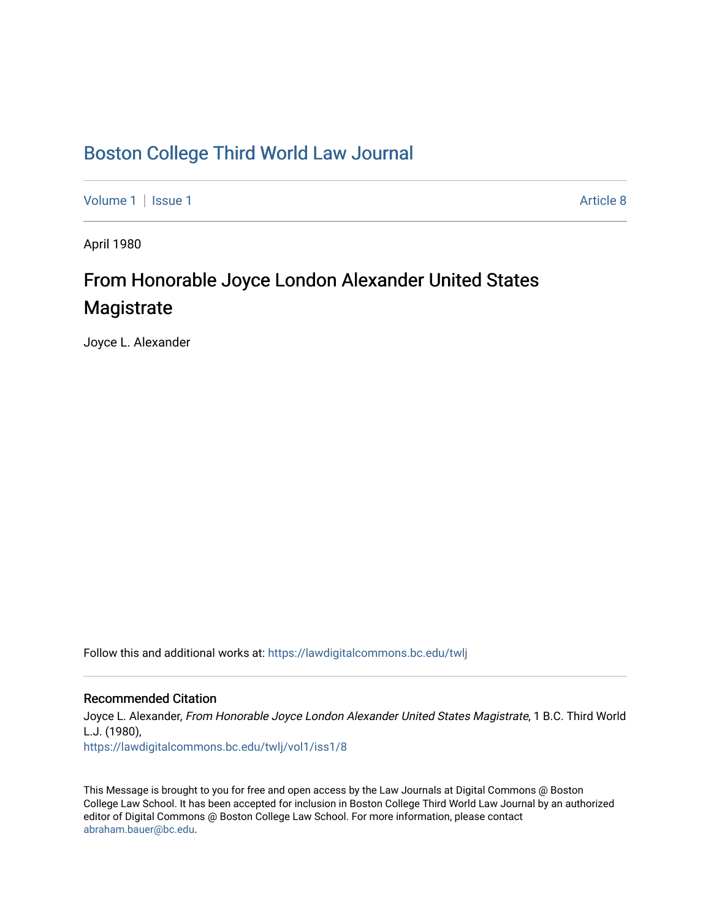# Boston College Third World Law Journal

Volume 1 | Issue 1 Article 8

April 1980

## From Honorable Joyce London Alexander United States Magistrate

Joyce L. Alexander

Follow this and additional works at: https://lawdigitalcommons.bc.edu/twlj

### Recommended Citation

Joyce L. Alexander, *From Honorable Joyce London Alexander United States Magistrate*, 1 B.C. Third World L.J. (1980),
https://lawdigitalcommons.bc.edu/twlj/vol1/iss1/8

This Message is brought to you for free and open access by the Law Journals at Digital Commons @ Boston College Law School. It has been accepted for inclusion in Boston College Third World Law Journal by an authorized editor of Digital Commons @ Boston College Law School. For more information, please contact abraham.bauer@bc.edu.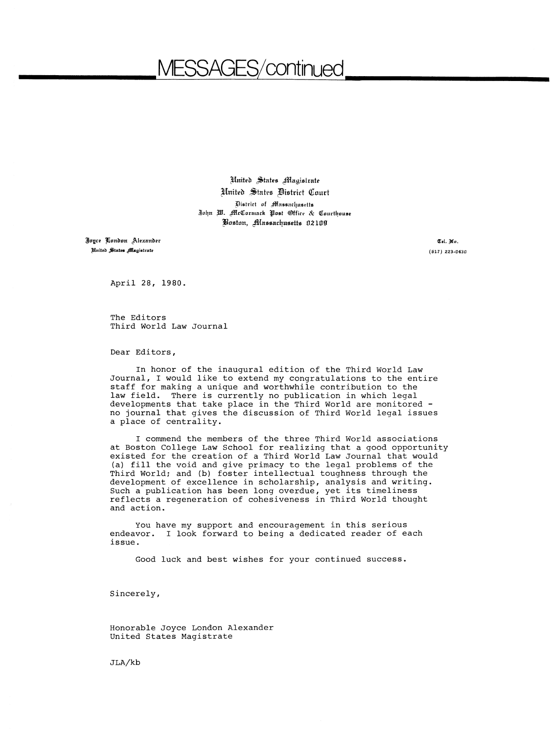# MESSAGES/continued

United States Magistrate
United States District Court
District of Massachusetts
John W. McCormack Post Office & Courthouse
Boston, Massachusetts 02109

Joyce London Alexander
United States Magistrate

Tel. No.
(617) 223-0430

April 28, 1980.

The Editors
Third World Law Journal

Dear Editors,

In honor of the inaugural edition of the Third World Law Journal, I would like to extend my congratulations to the entire staff for making a unique and worthwhile contribution to the law field. There is currently no publication in which legal developments that take place in the Third World are monitored - no journal that gives the discussion of Third World legal issues a place of centrality.

I commend the members of the three Third World associations at Boston College Law School for realizing that a good opportunity existed for the creation of a Third World Law Journal that would (a) fill the void and give primacy to the legal problems of the Third World; and (b) foster intellectual toughness through the development of excellence in scholarship, analysis and writing. Such a publication has been long overdue, yet its timeliness reflects a regeneration of cohesiveness in Third World thought and action.

You have my support and encouragement in this serious endeavor. I look forward to being a dedicated reader of each issue.

Good luck and best wishes for your continued success.

Sincerely,

Honorable Joyce London Alexander
United States Magistrate

JLA/kb